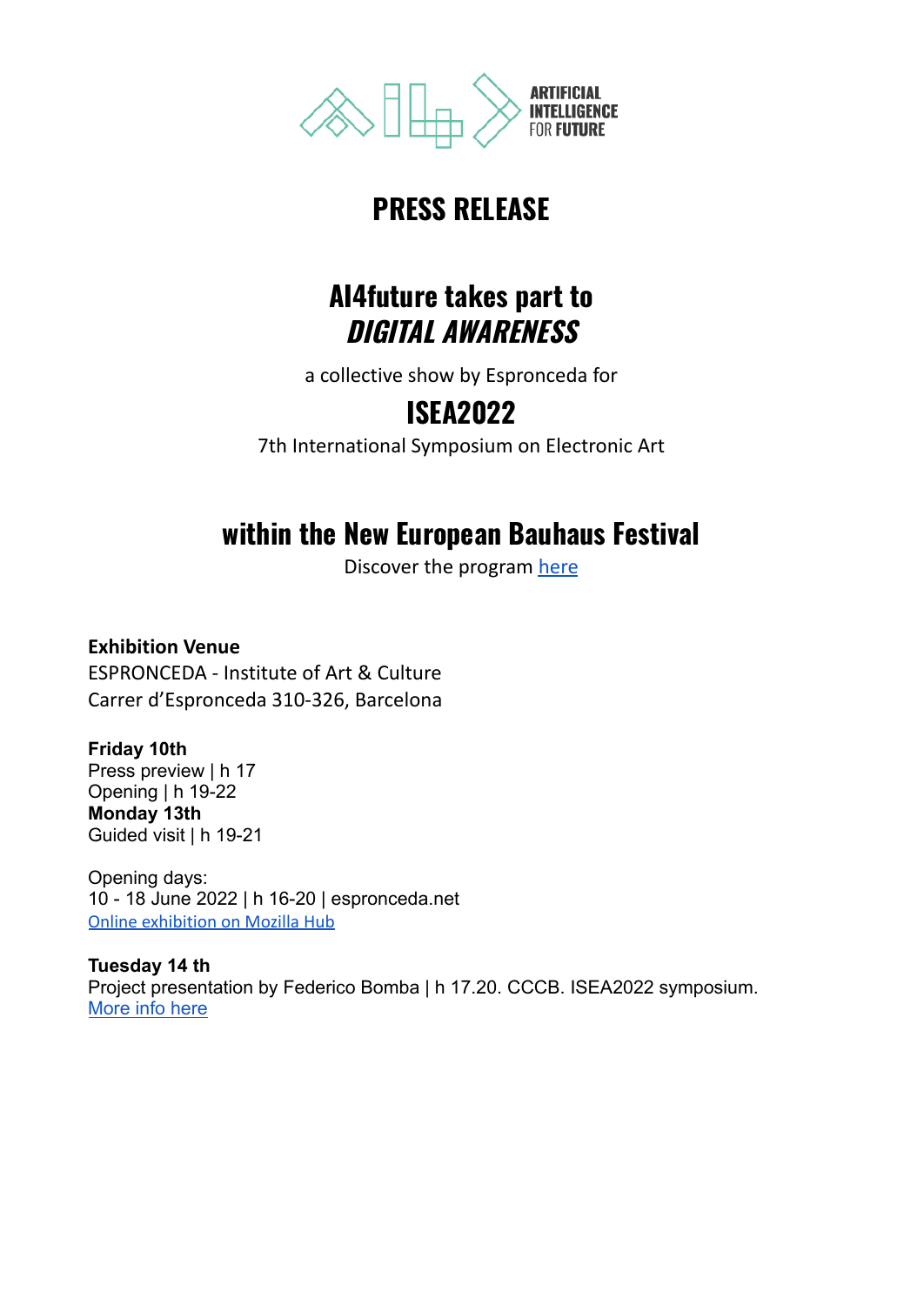ARTIFICIAL INTELLIGENCE FOR FUTURE

# PRESS RELEASE

## AI4future takes part to *DIGITAL AWARENESS*

a collective show by Espronceda for

## ISEA2022

7th International Symposium on Electronic Art

## within the New European Bauhaus Festival

Discover the program [here]

**Exhibition Venue**
ESPRONCEDA - Institute of Art & Culture
Carrer d'Espronceda 310-326, Barcelona

**Friday 10th**
Press preview | h 17
Opening | h 19-22
**Monday 13th**
Guided visit | h 19-21

Opening days:
10 - 18 June 2022 | h 16-20 | espronceda.net
[Online exhibition on Mozilla Hub]

**Tuesday 14 th**
Project presentation by Federico Bomba | h 17.20. CCCB. ISEA2022 symposium.
[More info here]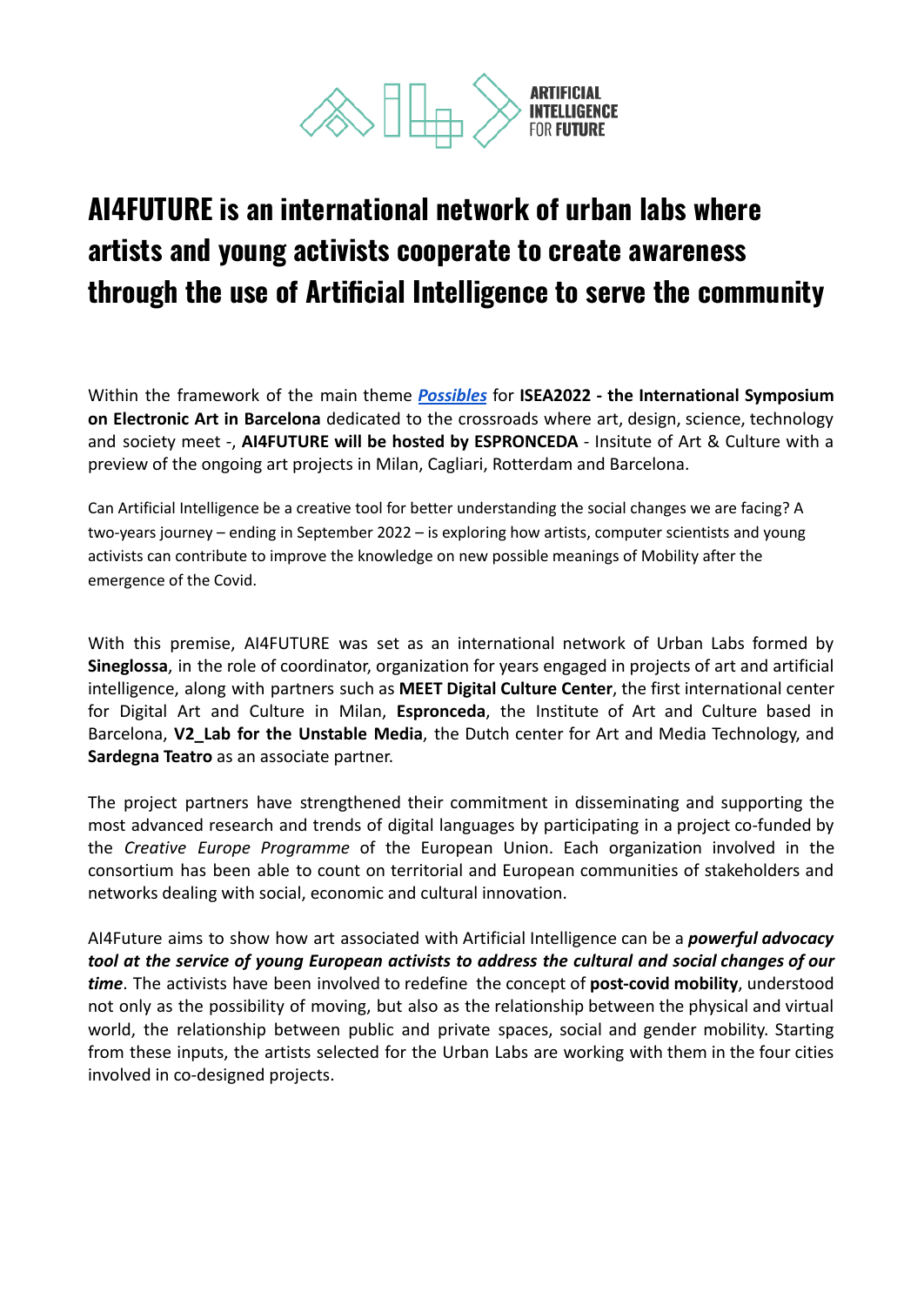# AI4FUTURE is an international network of urban labs where artists and young activists cooperate to create awareness through the use of Artificial Intelligence to serve the community

Within the framework of the main theme ***Possibles*** for **ISEA2022 - the International Symposium on Electronic Art in Barcelona** dedicated to the crossroads where art, design, science, technology and society meet -, **AI4FUTURE will be hosted by ESPRONCEDA** - Insitute of Art & Culture with a preview of the ongoing art projects in Milan, Cagliari, Rotterdam and Barcelona.

Can Artificial Intelligence be a creative tool for better understanding the social changes we are facing? A two-years journey – ending in September 2022 – is exploring how artists, computer scientists and young activists can contribute to improve the knowledge on new possible meanings of Mobility after the emergence of the Covid.

With this premise, AI4FUTURE was set as an international network of Urban Labs formed by **Sineglossa**, in the role of coordinator, organization for years engaged in projects of art and artificial intelligence, along with partners such as **MEET Digital Culture Center**, the first international center for Digital Art and Culture in Milan, **Espronceda**, the Institute of Art and Culture based in Barcelona, **V2_Lab for the Unstable Media**, the Dutch center for Art and Media Technology, and **Sardegna Teatro** as an associate partner.

The project partners have strengthened their commitment in disseminating and supporting the most advanced research and trends of digital languages by participating in a project co-funded by the *Creative Europe Programme* of the European Union. Each organization involved in the consortium has been able to count on territorial and European communities of stakeholders and networks dealing with social, economic and cultural innovation.

AI4Future aims to show how art associated with Artificial Intelligence can be a ***powerful advocacy tool at the service of young European activists to address the cultural and social changes of our time***. The activists have been involved to redefine the concept of **post-covid mobility**, understood not only as the possibility of moving, but also as the relationship between the physical and virtual world, the relationship between public and private spaces, social and gender mobility. Starting from these inputs, the artists selected for the Urban Labs are working with them in the four cities involved in co-designed projects.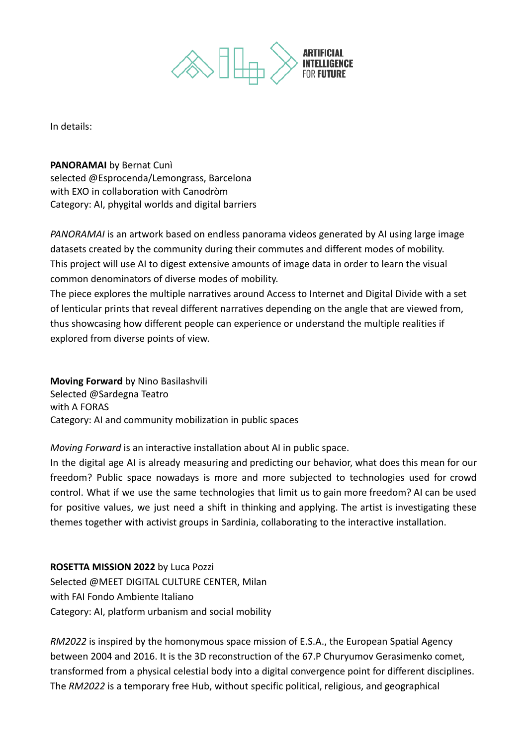In details:

**PANORAMAI** by Bernat Cunì
selected @Esprocenda/Lemongrass, Barcelona
with EXO in collaboration with Canodròm
Category: AI, phygital worlds and digital barriers

*PANORAMAI* is an artwork based on endless panorama videos generated by AI using large image datasets created by the community during their commutes and different modes of mobility. This project will use AI to digest extensive amounts of image data in order to learn the visual common denominators of diverse modes of mobility.
The piece explores the multiple narratives around Access to Internet and Digital Divide with a set of lenticular prints that reveal different narratives depending on the angle that are viewed from, thus showcasing how different people can experience or understand the multiple realities if explored from diverse points of view.

**Moving Forward** by Nino Basilashvili
Selected @Sardegna Teatro
with A FORAS
Category: AI and community mobilization in public spaces

*Moving Forward* is an interactive installation about AI in public space.
In the digital age AI is already measuring and predicting our behavior, what does this mean for our freedom? Public space nowadays is more and more subjected to technologies used for crowd control. What if we use the same technologies that limit us to gain more freedom? AI can be used for positive values, we just need a shift in thinking and applying. The artist is investigating these themes together with activist groups in Sardinia, collaborating to the interactive installation.

**ROSETTA MISSION 2022** by Luca Pozzi
Selected @MEET DIGITAL CULTURE CENTER, Milan
with FAI Fondo Ambiente Italiano
Category: AI, platform urbanism and social mobility

*RM2022* is inspired by the homonymous space mission of E.S.A., the European Spatial Agency between 2004 and 2016. It is the 3D reconstruction of the 67.P Churyumov Gerasimenko comet, transformed from a physical celestial body into a digital convergence point for different disciplines. The *RM2022* is a temporary free Hub, without specific political, religious, and geographical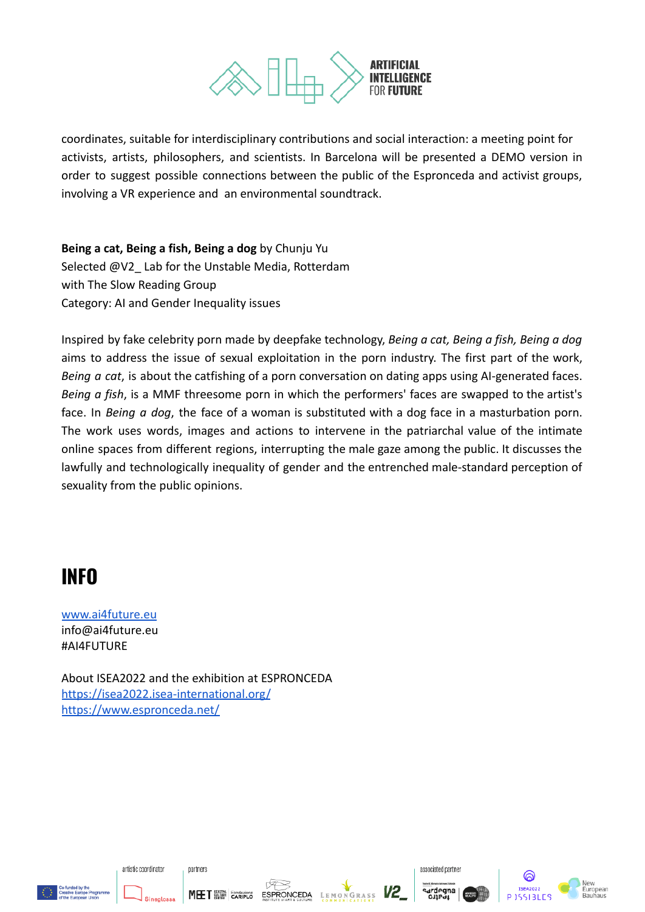coordinates, suitable for interdisciplinary contributions and social interaction: a meeting point for activists, artists, philosophers, and scientists. In Barcelona will be presented a DEMO version in order to suggest possible connections between the public of the Espronceda and activist groups, involving a VR experience and an environmental soundtrack.

**Being a cat, Being a fish, Being a dog** by Chunju Yu
Selected @V2_ Lab for the Unstable Media, Rotterdam
with The Slow Reading Group
Category: AI and Gender Inequality issues

Inspired by fake celebrity porn made by deepfake technology, *Being a cat, Being a fish, Being a dog* aims to address the issue of sexual exploitation in the porn industry. The first part of the work, *Being a cat*, is about the catfishing of a porn conversation on dating apps using AI-generated faces. *Being a fish*, is a MMF threesome porn in which the performers' faces are swapped to the artist's face. In *Being a dog*, the face of a woman is substituted with a dog face in a masturbation porn. The work uses words, images and actions to intervene in the patriarchal value of the intimate online spaces from different regions, interrupting the male gaze among the public. It discusses the lawfully and technologically inequality of gender and the entrenched male-standard perception of sexuality from the public opinions.

# INFO

[www.ai4future.eu](http://www.ai4future.eu)
info@ai4future.eu
#AI4FUTURE

About ISEA2022 and the exhibition at ESPRONCEDA
[https://isea2022.isea-international.org/](https://isea2022.isea-international.org/)
[https://www.espronceda.net/](https://www.espronceda.net/)

Co-funded by the Creative Europe Programme of the European Union | artistic coordinator | partners | associated partner